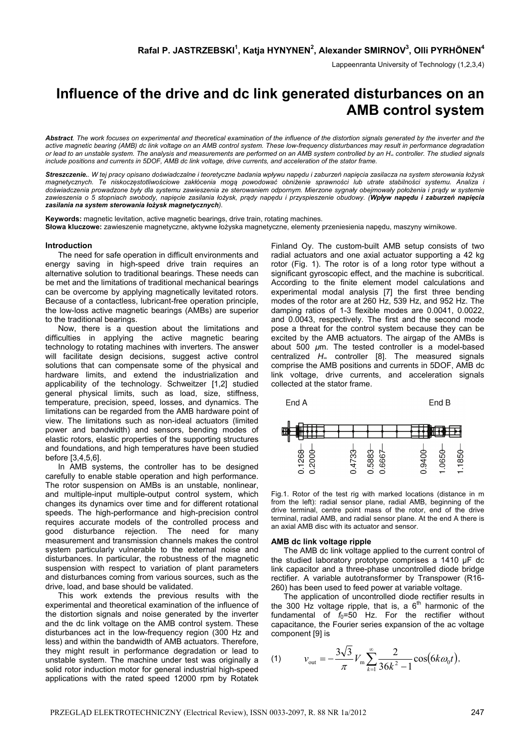**Rafal P. JASTRZEBSKI[1], Katja HYNYNEN[2], Alexander SMIRNOV[3], Olli PYRHÖNEN[4]**

Lappeenranta University of Technology (1,2,3,4)

# Influence of the drive and dc link generated disturbances on an AMB control system

***Abstract**. The work focuses on experimental and theoretical examination of the influence of the distortion signals generated by the inverter and the active magnetic bearing (AMB) dc link voltage on an AMB control system. These low-frequency disturbances may result in performance degradation or lead to an unstable system. The analysis and measurements are performed on an AMB system controlled by an $H_\infty$ controller. The studied signals include positions and currents in 5DOF, AMB dc link voltage, drive currents, and acceleration of the stator frame.*

***Streszczenie**.. W tej pracy opisano doświadczalne i teoretyczne badania wpływu napędu i zaburzeń napięcia zasilacza na system sterowania łożysk magnetycznych. Te niskoczęstotliwościowe zakłócenia mogą powodować obniżenie sprawności lub utrate stabilności systemu. Analiza i doświadczenia prowadzone były dla systemu zawieszenia ze sterowaniem odpornym. Mierzone sygnały obejmowały położenia i prądy w systemie zawieszenia o 5 stopniach swobody, napięcie zasilania łożysk, prądy napędu i przyspieszenie obudowy. (**Wpływ napędu i zaburzeń napięcia zasilania na system sterowania łożysk magnetycznych**).*

**Keywords:** magnetic levitation, active magnetic bearings, drive train, rotating machines.
**Słowa kluczowe:** zawieszenie magnetyczne, aktywne łożyska magnetyczne, elementy przeniesienia napędu, maszyny wirnikowe.

### Introduction

The need for safe operation in difficult environments and energy saving in high-speed drive train requires an alternative solution to traditional bearings. These needs can be met and the limitations of traditional mechanical bearings can be overcome by applying magnetically levitated rotors. Because of a contactless, lubricant-free operation principle, the low-loss active magnetic bearings (AMBs) are superior to the traditional bearings.

Now, there is a question about the limitations and difficulties in applying the active magnetic bearing technology to rotating machines with inverters. The answer will facilitate design decisions, suggest active control solutions that can compensate some of the physical and hardware limits, and extend the industrialization and applicability of the technology. Schweitzer [1,2] studied general physical limits, such as load, size, stiffness, temperature, precision, speed, losses, and dynamics. The limitations can be regarded from the AMB hardware point of view. The limitations such as non-ideal actuators (limited power and bandwidth) and sensors, bending modes of elastic rotors, elastic properties of the supporting structures and foundations, and high temperatures have been studied before [3,4,5,6].

In AMB systems, the controller has to be designed carefully to enable stable operation and high performance. The rotor suspension on AMBs is an unstable, nonlinear, and multiple-input multiple-output control system, which changes its dynamics over time and for different rotational speeds. The high-performance and high-precision control requires accurate models of the controlled process and good disturbance rejection. The need for many measurement and transmission channels makes the control system particularly vulnerable to the external noise and disturbances. In particular, the robustness of the magnetic suspension with respect to variation of plant parameters and disturbances coming from various sources, such as the drive, load, and base should be validated.

This work extends the previous results with the experimental and theoretical examination of the influence of the distortion signals and noise generated by the inverter and the dc link voltage on the AMB control system. These disturbances act in the low-frequency region (300 Hz and less) and within the bandwidth of AMB actuators. Therefore, they might result in performance degradation or lead to unstable system. The machine under test was originally a solid rotor induction motor for general industrial high-speed applications with the rated speed 12000 rpm by Rotatek Finland Oy. The custom-built AMB setup consists of two radial actuators and one axial actuator supporting a 42 kg rotor (Fig. 1). The rotor is of a long rotor type without a significant gyroscopic effect, and the machine is subcritical. According to the finite element model calculations and experimental modal analysis [7] the first three bending modes of the rotor are at 260 Hz, 539 Hz, and 952 Hz. The damping ratios of 1-3 flexible modes are 0.0041, 0.0022, and 0.0043, respectively. The first and the second mode pose a threat for the control system because they can be excited by the AMB actuators. The airgap of the AMBs is about 500 $\mu$m. The tested controller is a model-based centralized $H_\infty$ controller [8]. The measured signals comprise the AMB positions and currents in 5DOF, AMB dc link voltage, drive currents, and acceleration signals collected at the stator frame.

Fig.1. Rotor of the test rig with marked locations (distance in m from the left): radial sensor plane, radial AMB, beginning of the drive terminal, centre point mass of the rotor, end of the drive terminal, radial AMB, and radial sensor plane. At the end A there is an axial AMB disc with its actuator and sensor.

### AMB dc link voltage ripple

The AMB dc link voltage applied to the current control of the studied laboratory prototype comprises a 1410 µF dc link capacitor and a three-phase uncontrolled diode bridge rectifier. A variable autotransformer by Transpower (R16-260) has been used to feed power at variable voltage.

The application of uncontrolled diode rectifier results in the 300 Hz voltage ripple, that is, a 6[th] harmonic of the fundamental of $f_0$=50 Hz. For the rectifier without capacitance, the Fourier series expansion of the ac voltage component [9] is

$$(1)\qquad v_{\mathrm{out}} = -\frac{3\sqrt{3}}{\pi} V_{\mathrm{m}} \sum_{k=1}^{\infty} \frac{2}{36k^2 - 1} \cos(6k\omega_0 t),$$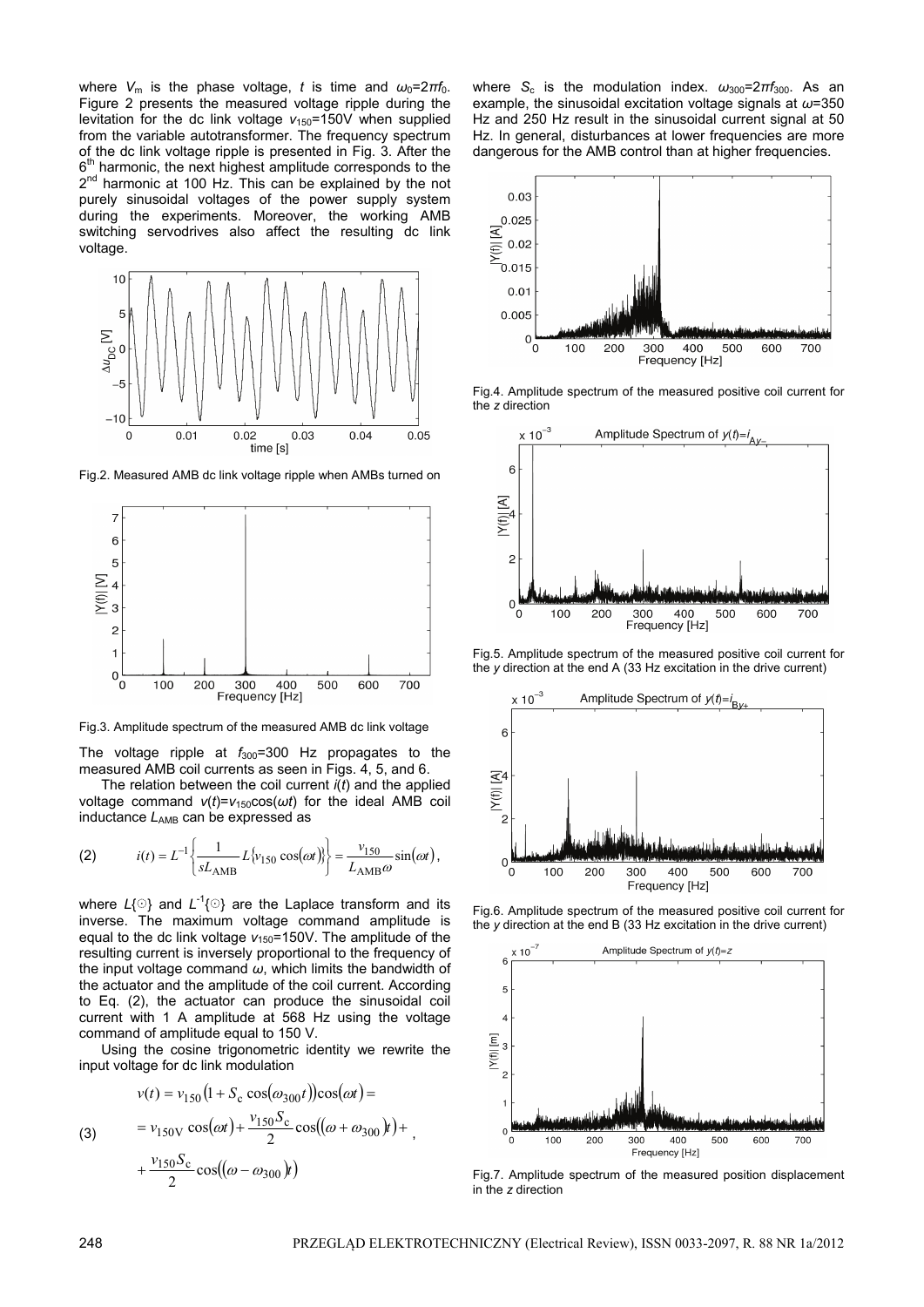where $V_m$ is the phase voltage, $t$ is time and $\omega_0=2\pi f_0$. Figure 2 presents the measured voltage ripple during the levitation for the dc link voltage $v_{150}$=150V when supplied from the variable autotransformer. The frequency spectrum of the dc link voltage ripple is presented in Fig. 3. After the 6th harmonic, the next highest amplitude corresponds to the 2nd harmonic at 100 Hz. This can be explained by the not purely sinusoidal voltages of the power supply system during the experiments. Moreover, the working AMB switching servodrives also affect the resulting dc link voltage.

Fig.2. Measured AMB dc link voltage ripple when AMBs turned on

Fig.3. Amplitude spectrum of the measured AMB dc link voltage

The voltage ripple at $f_{300}$=300 Hz propagates to the measured AMB coil currents as seen in Figs. 4, 5, and 6.

The relation between the coil current $i(t)$ and the applied voltage command $v(t)=v_{150}\cos(\omega t)$ for the ideal AMB coil inductance $L_{AMB}$ can be expressed as

$$i(t) = L^{-1}\left\{\frac{1}{sL_{\mathrm{AMB}}} L\{v_{150}\cos(\omega t)\}\right\} = \frac{v_{150}}{L_{\mathrm{AMB}}\omega}\sin(\omega t), \tag{2}$$

where $L\{\cdot\}$ and $L^{-1}\{\cdot\}$ are the Laplace transform and its inverse. The maximum voltage command amplitude is equal to the dc link voltage $v_{150}$=150V. The amplitude of the resulting current is inversely proportional to the frequency of the input voltage command $\omega$, which limits the bandwidth of the actuator and the amplitude of the coil current. According to Eq. (2), the actuator can produce the sinusoidal coil current with 1 A amplitude at 568 Hz using the voltage command of amplitude equal to 150 V.

Using the cosine trigonometric identity we rewrite the input voltage for dc link modulation

$$\begin{aligned} v(t) &= v_{150}\left(1 + S_{\mathrm{c}}\cos(\omega_{300}t)\right)\cos(\omega t) = \\ &= v_{150\mathrm{V}}\cos(\omega t) + \frac{v_{150}S_{\mathrm{c}}}{2}\cos((\omega+\omega_{300})t) + \\ &+ \frac{v_{150}S_{\mathrm{c}}}{2}\cos((\omega-\omega_{300})t) \end{aligned} \tag{3}$$

where $S_c$ is the modulation index. $\omega_{300}=2\pi f_{300}$. As an example, the sinusoidal excitation voltage signals at $\omega$=350 Hz and 250 Hz result in the sinusoidal current signal at 50 Hz. In general, disturbances at lower frequencies are more dangerous for the AMB control than at higher frequencies.

Fig.4. Amplitude spectrum of the measured positive coil current for the $z$ direction

Fig.5. Amplitude spectrum of the measured positive coil current for the $y$ direction at the end A (33 Hz excitation in the drive current)

Fig.6. Amplitude spectrum of the measured positive coil current for the $y$ direction at the end B (33 Hz excitation in the drive current)

Fig.7. Amplitude spectrum of the measured position displacement in the $z$ direction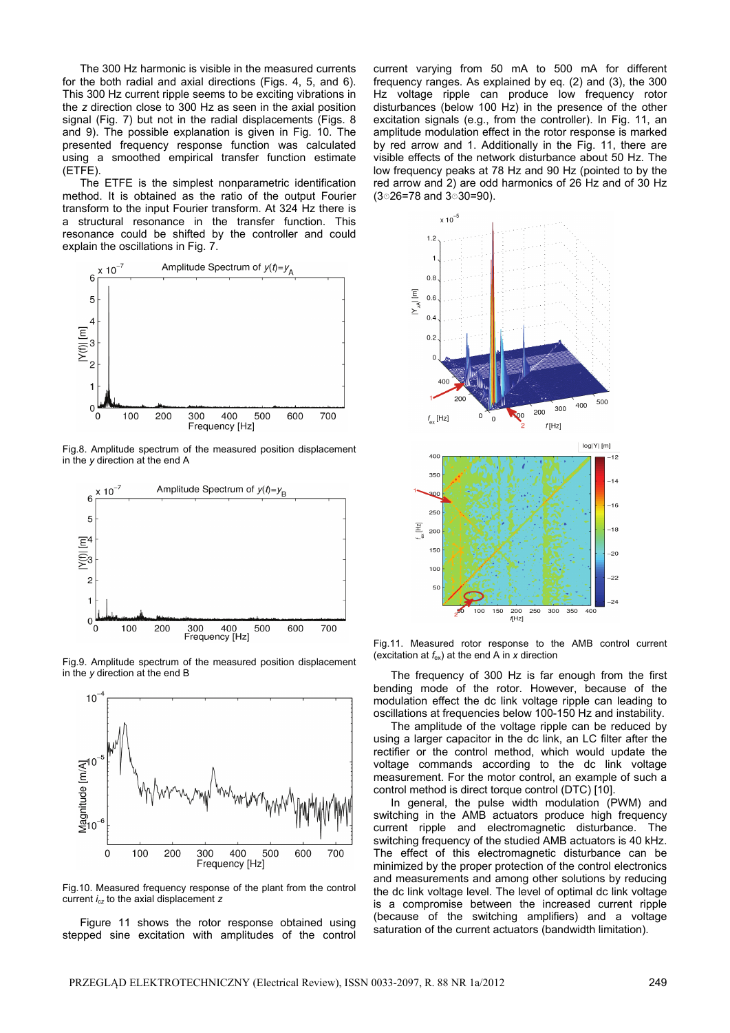The 300 Hz harmonic is visible in the measured currents for the both radial and axial directions (Figs. 4, 5, and 6). This 300 Hz current ripple seems to be exciting vibrations in the $z$ direction close to 300 Hz as seen in the axial position signal (Fig. 7) but not in the radial displacements (Figs. 8 and 9). The possible explanation is given in Fig. 10. The presented frequency response function was calculated using a smoothed empirical transfer function estimate (ETFE).

The ETFE is the simplest nonparametric identification method. It is obtained as the ratio of the output Fourier transform to the input Fourier transform. At 324 Hz there is a structural resonance in the transfer function. This resonance could be shifted by the controller and could explain the oscillations in Fig. 7.

Fig.8. Amplitude spectrum of the measured position displacement in the $y$ direction at the end A

Fig.9. Amplitude spectrum of the measured position displacement in the $y$ direction at the end B

Fig.10. Measured frequency response of the plant from the control current $i_{cz}$ to the axial displacement $z$

Figure 11 shows the rotor response obtained using stepped sine excitation with amplitudes of the control current varying from 50 mA to 500 mA for different frequency ranges. As explained by eq. (2) and (3), the 300 Hz voltage ripple can produce low frequency rotor disturbances (below 100 Hz) in the presence of the other excitation signals (e.g., from the controller). In Fig. 11, an amplitude modulation effect in the rotor response is marked by red arrow and 1. Additionally in the Fig. 11, there are visible effects of the network disturbance about 50 Hz. The low frequency peaks at 78 Hz and 90 Hz (pointed to by the red arrow and 2) are odd harmonics of 26 Hz and of 30 Hz ($3 \cdot 26 = 78$ and $3 \cdot 30 = 90$).

Fig.11. Measured rotor response to the AMB control current (excitation at $f_{ex}$) at the end A in $x$ direction

The frequency of 300 Hz is far enough from the first bending mode of the rotor. However, because of the modulation effect the dc link voltage ripple can leading to oscillations at frequencies below 100-150 Hz and instability.

The amplitude of the voltage ripple can be reduced by using a larger capacitor in the dc link, an LC filter after the rectifier or the control method, which would update the voltage commands according to the dc link voltage measurement. For the motor control, an example of such a control method is direct torque control (DTC) [10].

In general, the pulse width modulation (PWM) and switching in the AMB actuators produce high frequency current ripple and electromagnetic disturbance. The switching frequency of the studied AMB actuators is 40 kHz. The effect of this electromagnetic disturbance can be minimized by the proper protection of the control electronics and measurements and among other solutions by reducing the dc link voltage level. The level of optimal dc link voltage is a compromise between the increased current ripple (because of the switching amplifiers) and a voltage saturation of the current actuators (bandwidth limitation).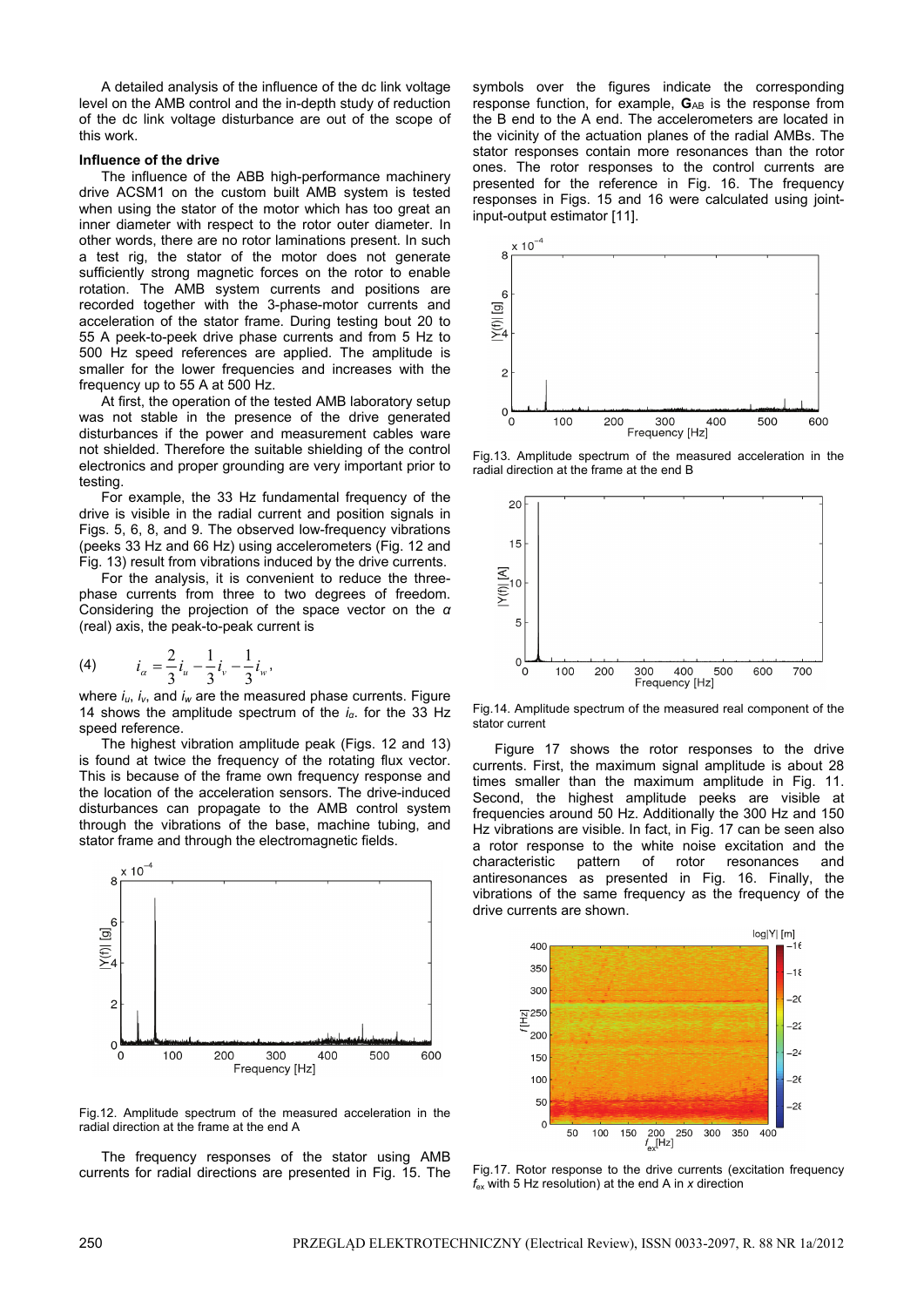A detailed analysis of the influence of the dc link voltage level on the AMB control and the in-depth study of reduction of the dc link voltage disturbance are out of the scope of this work.

**Influence of the drive**

The influence of the ABB high-performance machinery drive ACSM1 on the custom built AMB system is tested when using the stator of the motor which has too great an inner diameter with respect to the rotor outer diameter. In other words, there are no rotor laminations present. In such a test rig, the stator of the motor does not generate sufficiently strong magnetic forces on the rotor to enable rotation. The AMB system currents and positions are recorded together with the 3-phase-motor currents and acceleration of the stator frame. During testing bout 20 to 55 A peek-to-peek drive phase currents and from 5 Hz to 500 Hz speed references are applied. The amplitude is smaller for the lower frequencies and increases with the frequency up to 55 A at 500 Hz.

At first, the operation of the tested AMB laboratory setup was not stable in the presence of the drive generated disturbances if the power and measurement cables ware not shielded. Therefore the suitable shielding of the control electronics and proper grounding are very important prior to testing.

For example, the 33 Hz fundamental frequency of the drive is visible in the radial current and position signals in Figs. 5, 6, 8, and 9. The observed low-frequency vibrations (peeks 33 Hz and 66 Hz) using accelerometers (Fig. 12 and Fig. 13) result from vibrations induced by the drive currents.

For the analysis, it is convenient to reduce the three-phase currents from three to two degrees of freedom. Considering the projection of the space vector on the $\alpha$ (real) axis, the peak-to-peak current is

$$i_\alpha = \frac{2}{3} i_u - \frac{1}{3} i_v - \frac{1}{3} i_w, \tag{4}$$

where $i_u$, $i_v$, and $i_w$ are the measured phase currents. Figure 14 shows the amplitude spectrum of the $i_\alpha$. for the 33 Hz speed reference.

The highest vibration amplitude peak (Figs. 12 and 13) is found at twice the frequency of the rotating flux vector. This is because of the frame own frequency response and the location of the acceleration sensors. The drive-induced disturbances can propagate to the AMB control system through the vibrations of the base, machine tubing, and stator frame and through the electromagnetic fields.

Fig.12. Amplitude spectrum of the measured acceleration in the radial direction at the frame at the end A

The frequency responses of the stator using AMB currents for radial directions are presented in Fig. 15. The symbols over the figures indicate the corresponding response function, for example, $\mathbf{G}_{AB}$ is the response from the B end to the A end. The accelerometers are located in the vicinity of the actuation planes of the radial AMBs. The stator responses contain more resonances than the rotor ones. The rotor responses to the control currents are presented for the reference in Fig. 16. The frequency responses in Figs. 15 and 16 were calculated using joint-input-output estimator [11].

Fig.13. Amplitude spectrum of the measured acceleration in the radial direction at the frame at the end B

Fig.14. Amplitude spectrum of the measured real component of the stator current

Figure 17 shows the rotor responses to the drive currents. First, the maximum signal amplitude is about 28 times smaller than the maximum amplitude in Fig. 11. Second, the highest amplitude peeks are visible at frequencies around 50 Hz. Additionally the 300 Hz and 150 Hz vibrations are visible. In fact, in Fig. 17 can be seen also a rotor response to the white noise excitation and the characteristic pattern of rotor resonances and antiresonances as presented in Fig. 16. Finally, the vibrations of the same frequency as the frequency of the drive currents are shown.

Fig.17. Rotor response to the drive currents (excitation frequency $f_{ex}$ with 5 Hz resolution) at the end A in $x$ direction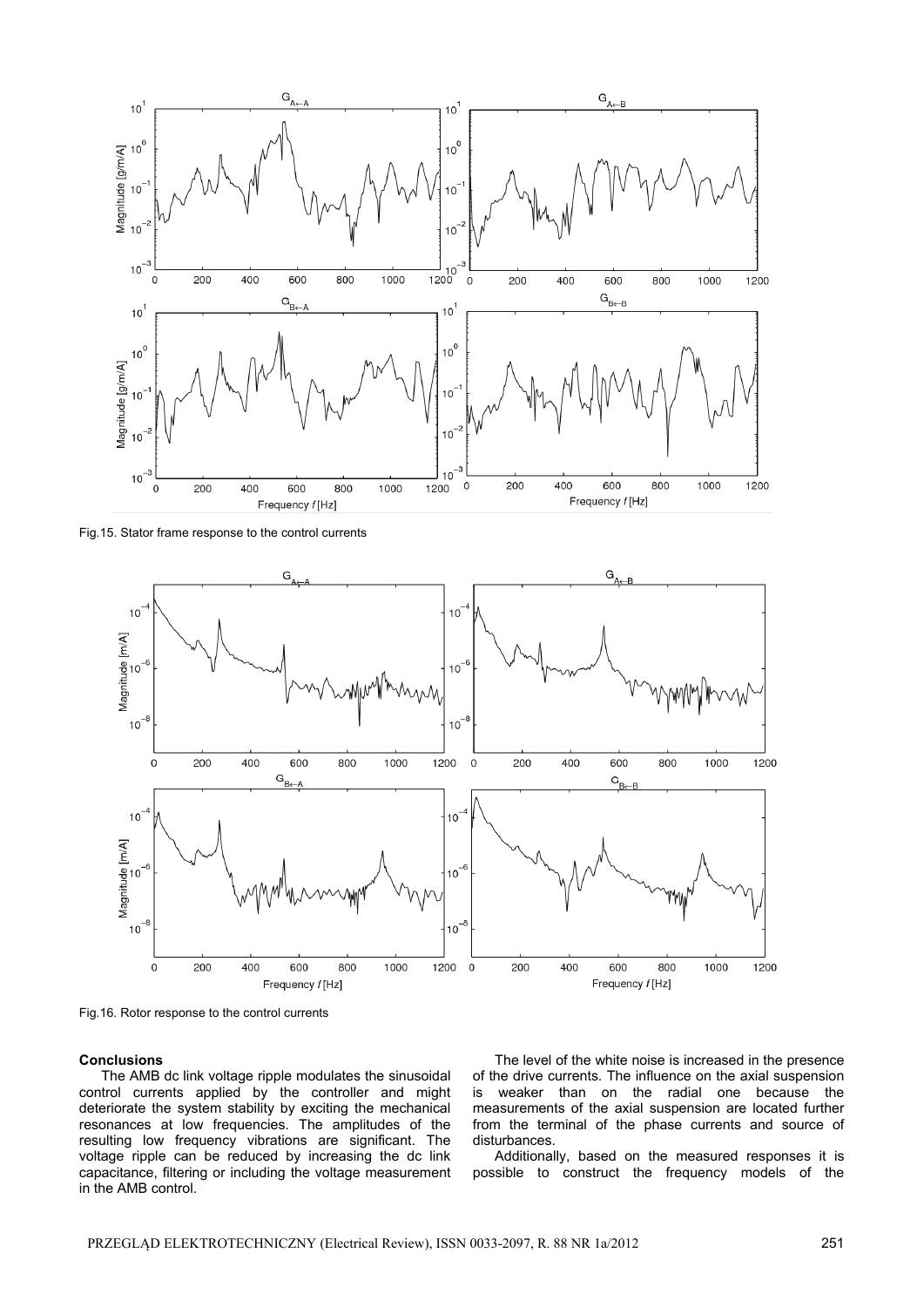Fig.15. Stator frame response to the control currents

Fig.16. Rotor response to the control currents

## Conclusions

The AMB dc link voltage ripple modulates the sinusoidal control currents applied by the controller and might deteriorate the system stability by exciting the mechanical resonances at low frequencies. The amplitudes of the resulting low frequency vibrations are significant. The voltage ripple can be reduced by increasing the dc link capacitance, filtering or including the voltage measurement in the AMB control.

The level of the white noise is increased in the presence of the drive currents. The influence on the axial suspension is weaker than on the radial one because the measurements of the axial suspension are located further from the terminal of the phase currents and source of disturbances.

Additionally, based on the measured responses it is possible to construct the frequency models of the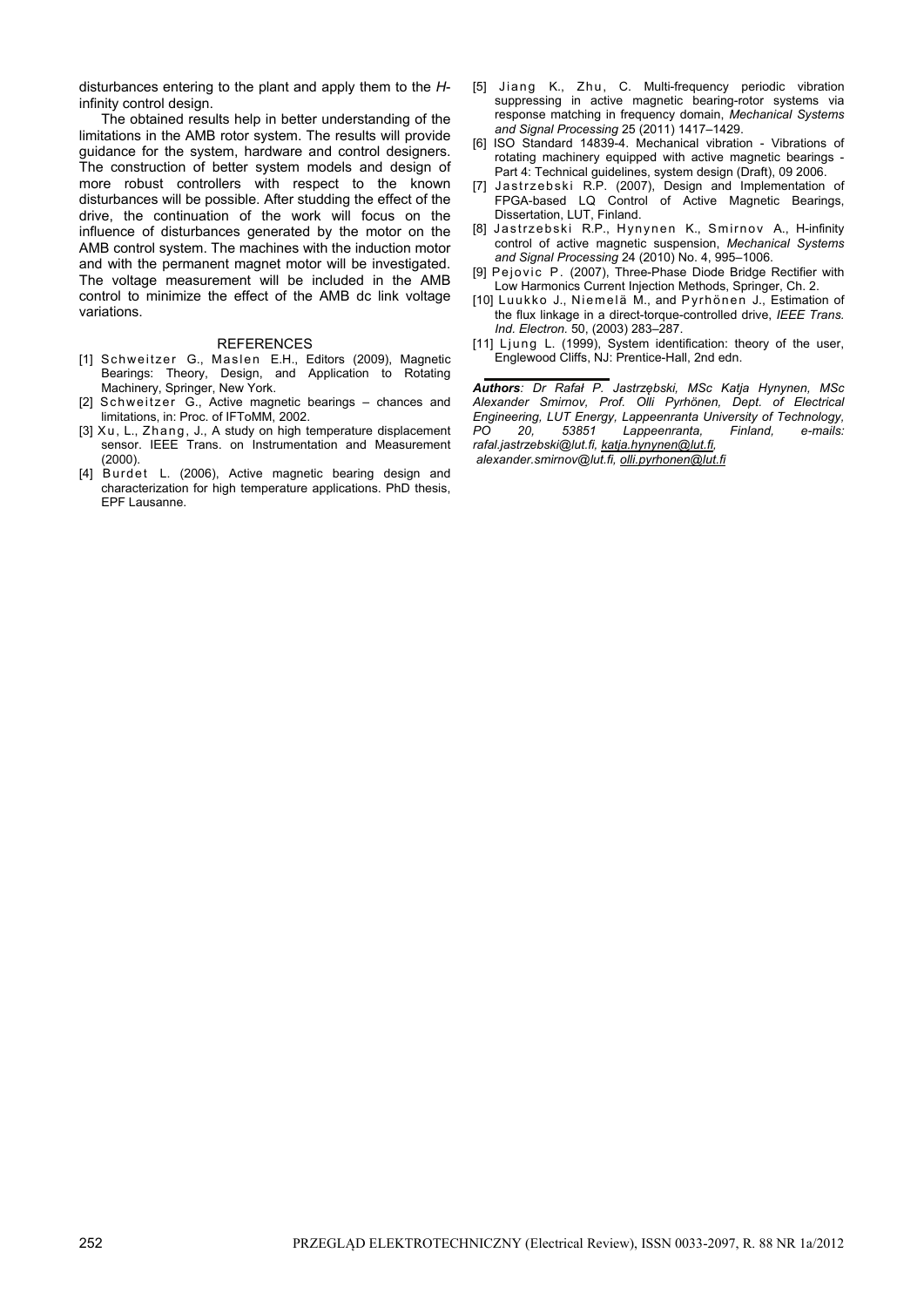disturbances entering to the plant and apply them to the *H*-infinity control design.

The obtained results help in better understanding of the limitations in the AMB rotor system. The results will provide guidance for the system, hardware and control designers. The construction of better system models and design of more robust controllers with respect to the known disturbances will be possible. After studding the effect of the drive, the continuation of the work will focus on the influence of disturbances generated by the motor on the AMB control system. The machines with the induction motor and with the permanent magnet motor will be investigated. The voltage measurement will be included in the AMB control to minimize the effect of the AMB dc link voltage variations.

## REFERENCES

[1] Schweitzer G., Maslen E.H., Editors (2009), Magnetic Bearings: Theory, Design, and Application to Rotating Machinery, Springer, New York.

[2] Schweitzer G., Active magnetic bearings – chances and limitations, in: Proc. of IFToMM, 2002.

[3] Xu, L., Zhang, J., A study on high temperature displacement sensor. IEEE Trans. on Instrumentation and Measurement (2000).

[4] Burdet L. (2006), Active magnetic bearing design and characterization for high temperature applications. PhD thesis, EPF Lausanne.

[5] Jiang K., Zhu, C. Multi-frequency periodic vibration suppressing in active magnetic bearing-rotor systems via response matching in frequency domain, *Mechanical Systems and Signal Processing* 25 (2011) 1417–1429.

[6] ISO Standard 14839-4. Mechanical vibration - Vibrations of rotating machinery equipped with active magnetic bearings - Part 4: Technical guidelines, system design (Draft), 09 2006.

[7] Jastrzebski R.P. (2007), Design and Implementation of FPGA-based LQ Control of Active Magnetic Bearings, Dissertation, LUT, Finland.

[8] Jastrzebski R.P., Hynynen K., Smirnov A., H-infinity control of active magnetic suspension, *Mechanical Systems and Signal Processing* 24 (2010) No. 4, 995–1006.

[9] Pejovic P. (2007), Three-Phase Diode Bridge Rectifier with Low Harmonics Current Injection Methods, Springer, Ch. 2.

[10] Luukko J., Niemelä M., and Pyrhönen J., Estimation of the flux linkage in a direct-torque-controlled drive, *IEEE Trans. Ind. Electron.* 50, (2003) 283–287.

[11] Ljung L. (1999), System identification: theory of the user, Englewood Cliffs, NJ: Prentice-Hall, 2nd edn.

***Authors**: Dr Rafał P. Jastrzębski, MSc Katja Hynynen, MSc Alexander Smirnov, Prof. Olli Pyrhönen, Dept. of Electrical Engineering, LUT Energy, Lappeenranta University of Technology, PO 20, 53851 Lappeenranta, Finland, e-mails: rafal.jastrzebski@lut.fi, katja.hynynen@lut.fi, alexander.smirnov@lut.fi, olli.pyrhonen@lut.fi*